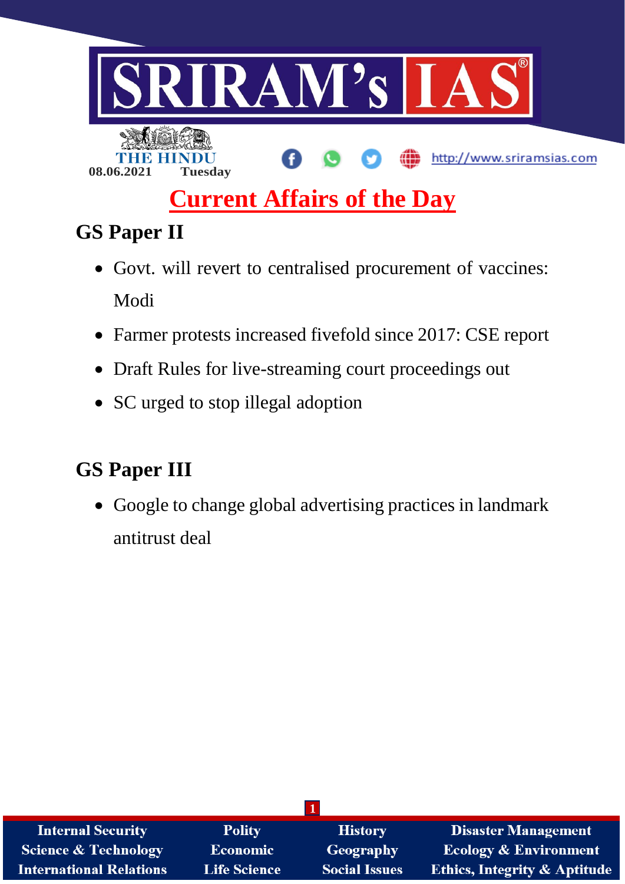THE HINDU

08.06.2021 Tuesday

http://www.sriramsias.com

# Current Affairs of the Day

## GS Paper II

- Govt. will revert to centralised procurement of vaccines: Modi
- Farmer protests increased fivefold since 2017: CSE report
- Draft Rules for live-streaming court proceedings out
- SC urged to stop illegal adoption

## GS Paper III

- Google to change global advertising practices in landmark antitrust deal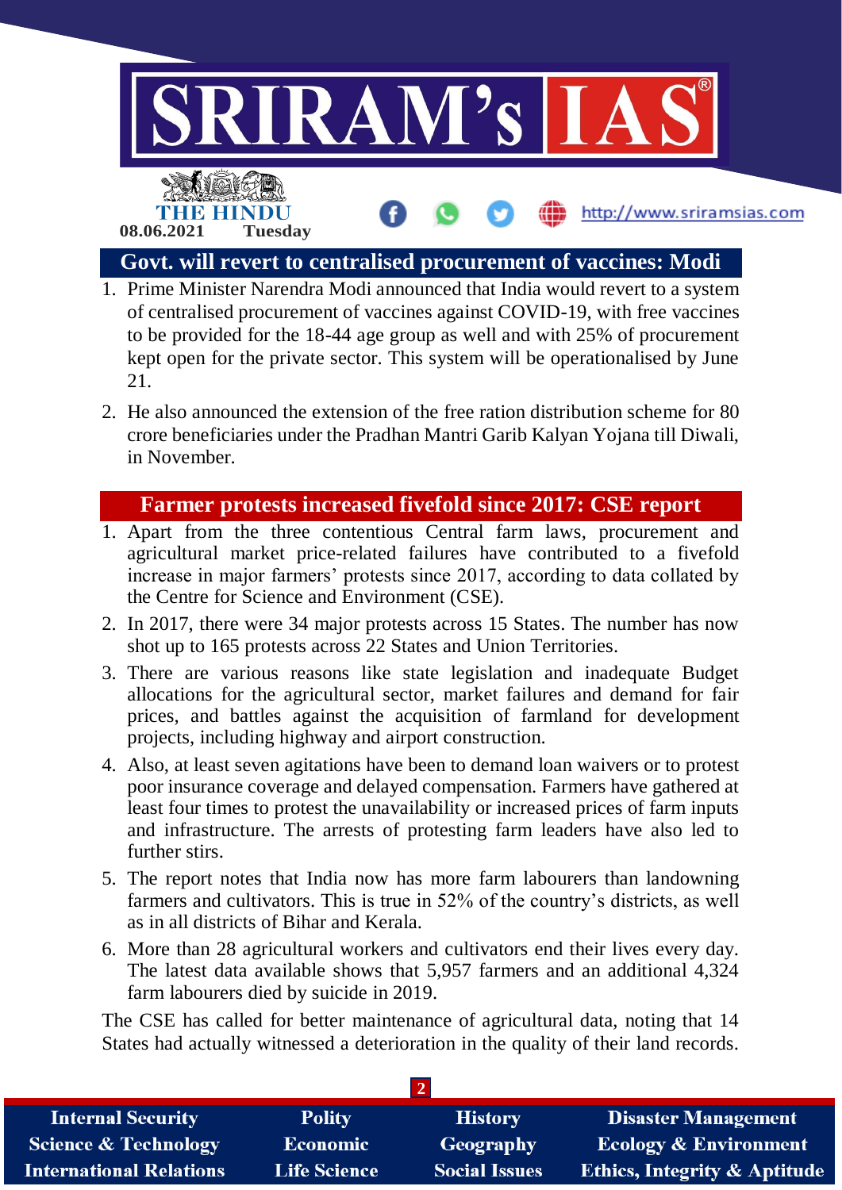## Govt. will revert to centralised procurement of vaccines: Modi

1. Prime Minister Narendra Modi announced that India would revert to a system of centralised procurement of vaccines against COVID-19, with free vaccines to be provided for the 18-44 age group as well and with 25% of procurement kept open for the private sector. This system will be operationalised by June 21.
2. He also announced the extension of the free ration distribution scheme for 80 crore beneficiaries under the Pradhan Mantri Garib Kalyan Yojana till Diwali, in November.

## Farmer protests increased fivefold since 2017: CSE report

1. Apart from the three contentious Central farm laws, procurement and agricultural market price-related failures have contributed to a fivefold increase in major farmers' protests since 2017, according to data collated by the Centre for Science and Environment (CSE).
2. In 2017, there were 34 major protests across 15 States. The number has now shot up to 165 protests across 22 States and Union Territories.
3. There are various reasons like state legislation and inadequate Budget allocations for the agricultural sector, market failures and demand for fair prices, and battles against the acquisition of farmland for development projects, including highway and airport construction.
4. Also, at least seven agitations have been to demand loan waivers or to protest poor insurance coverage and delayed compensation. Farmers have gathered at least four times to protest the unavailability or increased prices of farm inputs and infrastructure. The arrests of protesting farm leaders have also led to further stirs.
5. The report notes that India now has more farm labourers than landowning farmers and cultivators. This is true in 52% of the country's districts, as well as in all districts of Bihar and Kerala.
6. More than 28 agricultural workers and cultivators end their lives every day. The latest data available shows that 5,957 farmers and an additional 4,324 farm labourers died by suicide in 2019.

The CSE has called for better maintenance of agricultural data, noting that 14 States had actually witnessed a deterioration in the quality of their land records.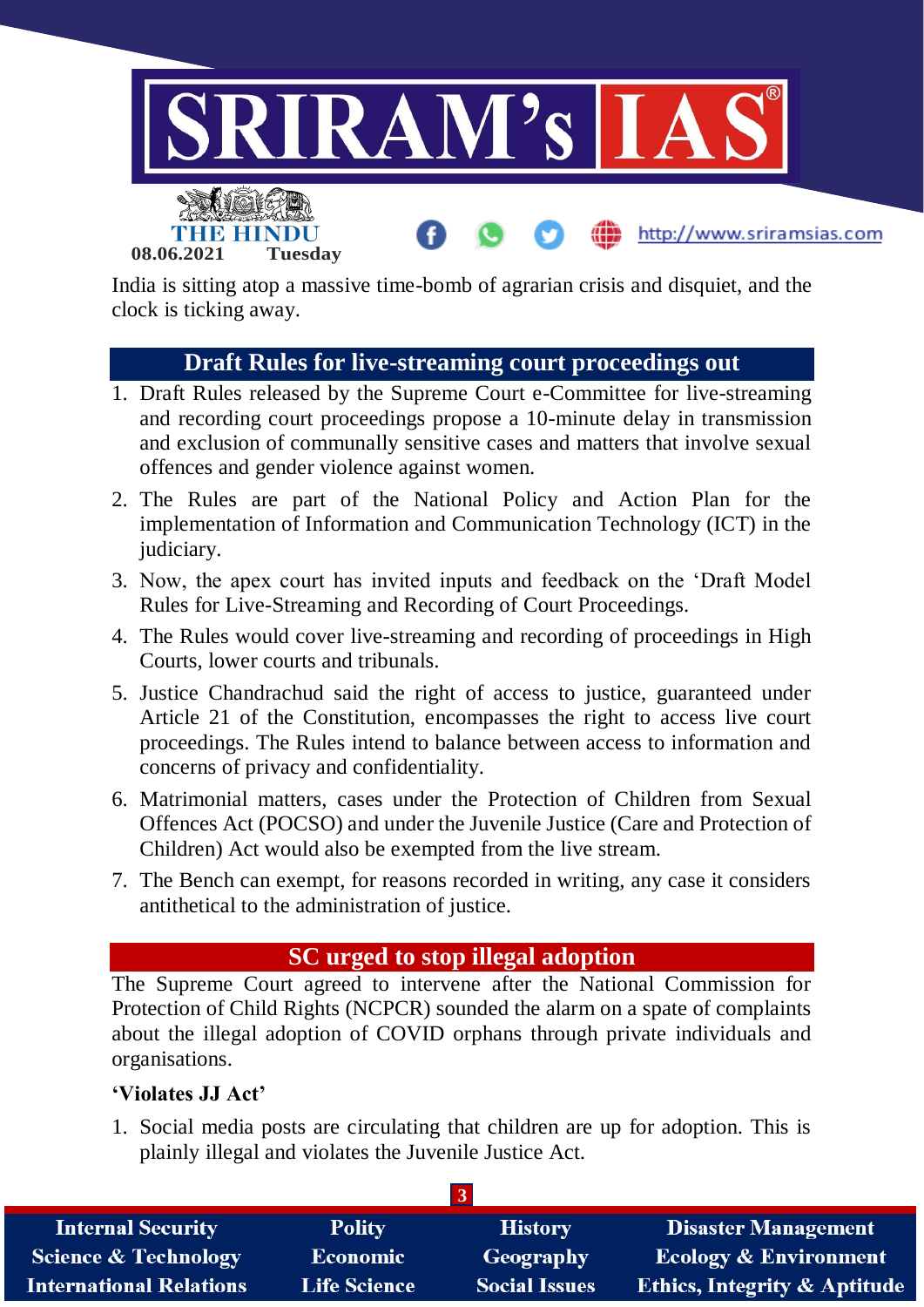India is sitting atop a massive time-bomb of agrarian crisis and disquiet, and the clock is ticking away.

## Draft Rules for live-streaming court proceedings out

1. Draft Rules released by the Supreme Court e-Committee for live-streaming and recording court proceedings propose a 10-minute delay in transmission and exclusion of communally sensitive cases and matters that involve sexual offences and gender violence against women.
2. The Rules are part of the National Policy and Action Plan for the implementation of Information and Communication Technology (ICT) in the judiciary.
3. Now, the apex court has invited inputs and feedback on the 'Draft Model Rules for Live-Streaming and Recording of Court Proceedings.
4. The Rules would cover live-streaming and recording of proceedings in High Courts, lower courts and tribunals.
5. Justice Chandrachud said the right of access to justice, guaranteed under Article 21 of the Constitution, encompasses the right to access live court proceedings. The Rules intend to balance between access to information and concerns of privacy and confidentiality.
6. Matrimonial matters, cases under the Protection of Children from Sexual Offences Act (POCSO) and under the Juvenile Justice (Care and Protection of Children) Act would also be exempted from the live stream.
7. The Bench can exempt, for reasons recorded in writing, any case it considers antithetical to the administration of justice.

## SC urged to stop illegal adoption

The Supreme Court agreed to intervene after the National Commission for Protection of Child Rights (NCPCR) sounded the alarm on a spate of complaints about the illegal adoption of COVID orphans through private individuals and organisations.

**'Violates JJ Act'**

1. Social media posts are circulating that children are up for adoption. This is plainly illegal and violates the Juvenile Justice Act.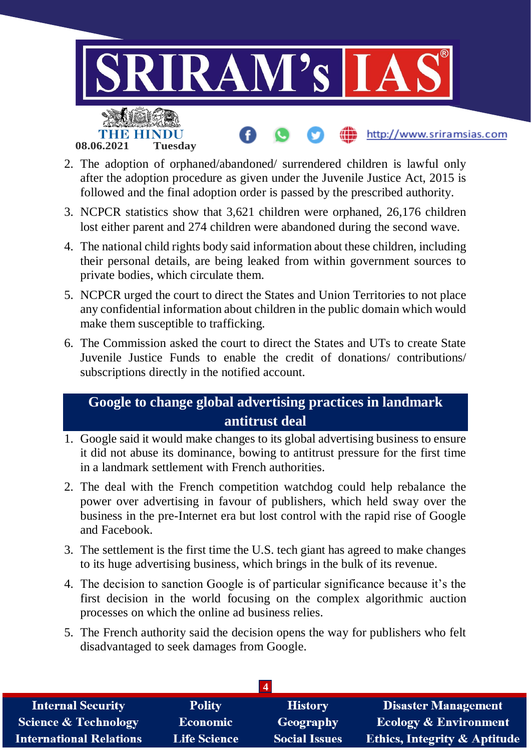2. The adoption of orphaned/abandoned/ surrendered children is lawful only after the adoption procedure as given under the Juvenile Justice Act, 2015 is followed and the final adoption order is passed by the prescribed authority.
3. NCPCR statistics show that 3,621 children were orphaned, 26,176 children lost either parent and 274 children were abandoned during the second wave.
4. The national child rights body said information about these children, including their personal details, are being leaked from within government sources to private bodies, which circulate them.
5. NCPCR urged the court to direct the States and Union Territories to not place any confidential information about children in the public domain which would make them susceptible to trafficking.
6. The Commission asked the court to direct the States and UTs to create State Juvenile Justice Funds to enable the credit of donations/ contributions/ subscriptions directly in the notified account.

## Google to change global advertising practices in landmark antitrust deal

1. Google said it would make changes to its global advertising business to ensure it did not abuse its dominance, bowing to antitrust pressure for the first time in a landmark settlement with French authorities.
2. The deal with the French competition watchdog could help rebalance the power over advertising in favour of publishers, which held sway over the business in the pre-Internet era but lost control with the rapid rise of Google and Facebook.
3. The settlement is the first time the U.S. tech giant has agreed to make changes to its huge advertising business, which brings in the bulk of its revenue.
4. The decision to sanction Google is of particular significance because it's the first decision in the world focusing on the complex algorithmic auction processes on which the online ad business relies.
5. The French authority said the decision opens the way for publishers who felt disadvantaged to seek damages from Google.